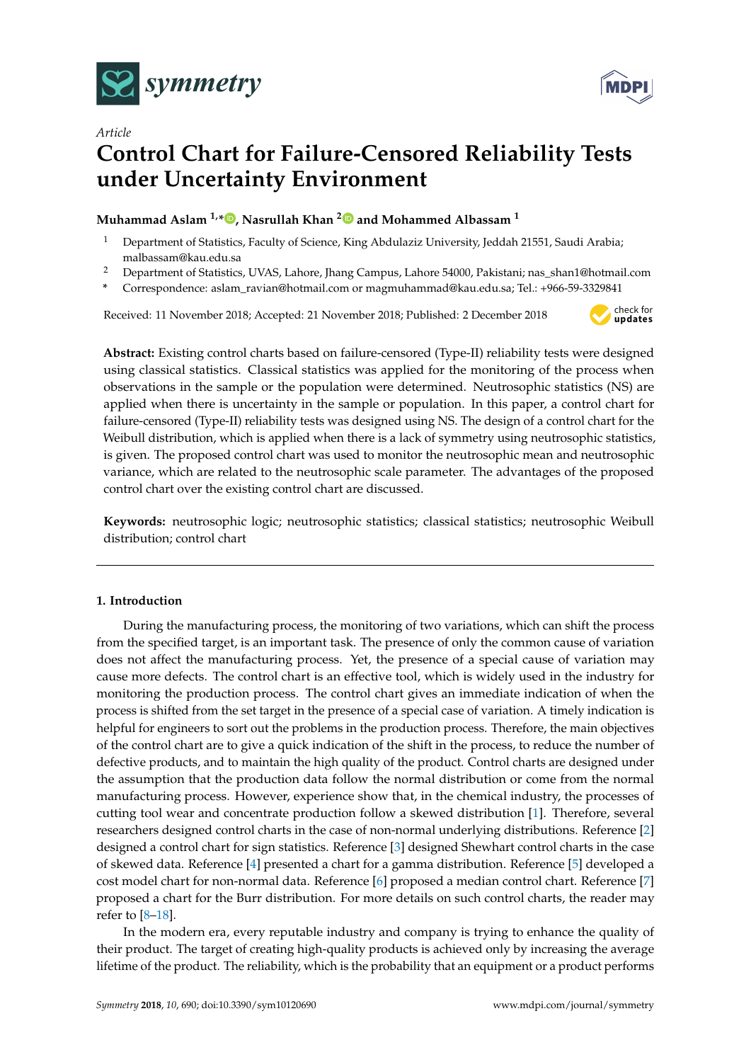*Article*

# Control Chart for Failure-Censored Reliability Tests under Uncertainty Environment

**Muhammad Aslam [1,*], Nasrullah Khan [2] and Mohammed Albassam [1]**

1. Department of Statistics, Faculty of Science, King Abdulaziz University, Jeddah 21551, Saudi Arabia; malbassam@kau.edu.sa
2. Department of Statistics, UVAS, Lahore, Jhang Campus, Lahore 54000, Pakistani; nas_shan1@hotmail.com

\* Correspondence: aslam_ravian@hotmail.com or magmuhammad@kau.edu.sa; Tel.: +966-59-3329841

Received: 11 November 2018; Accepted: 21 November 2018; Published: 2 December 2018

**Abstract:** Existing control charts based on failure-censored (Type-II) reliability tests were designed using classical statistics. Classical statistics was applied for the monitoring of the process when observations in the sample or the population were determined. Neutrosophic statistics (NS) are applied when there is uncertainty in the sample or population. In this paper, a control chart for failure-censored (Type-II) reliability tests was designed using NS. The design of a control chart for the Weibull distribution, which is applied when there is a lack of symmetry using neutrosophic statistics, is given. The proposed control chart was used to monitor the neutrosophic mean and neutrosophic variance, which are related to the neutrosophic scale parameter. The advantages of the proposed control chart over the existing control chart are discussed.

**Keywords:** neutrosophic logic; neutrosophic statistics; classical statistics; neutrosophic Weibull distribution; control chart

## 1. Introduction

During the manufacturing process, the monitoring of two variations, which can shift the process from the specified target, is an important task. The presence of only the common cause of variation does not affect the manufacturing process. Yet, the presence of a special cause of variation may cause more defects. The control chart is an effective tool, which is widely used in the industry for monitoring the production process. The control chart gives an immediate indication of when the process is shifted from the set target in the presence of a special case of variation. A timely indication is helpful for engineers to sort out the problems in the production process. Therefore, the main objectives of the control chart are to give a quick indication of the shift in the process, to reduce the number of defective products, and to maintain the high quality of the product. Control charts are designed under the assumption that the production data follow the normal distribution or come from the normal manufacturing process. However, experience show that, in the chemical industry, the processes of cutting tool wear and concentrate production follow a skewed distribution [1]. Therefore, several researchers designed control charts in the case of non-normal underlying distributions. Reference [2] designed a control chart for sign statistics. Reference [3] designed Shewhart control charts in the case of skewed data. Reference [4] presented a chart for a gamma distribution. Reference [5] developed a cost model chart for non-normal data. Reference [6] proposed a median control chart. Reference [7] proposed a chart for the Burr distribution. For more details on such control charts, the reader may refer to [8–18].

In the modern era, every reputable industry and company is trying to enhance the quality of their product. The target of creating high-quality products is achieved only by increasing the average lifetime of the product. The reliability, which is the probability that an equipment or a product performs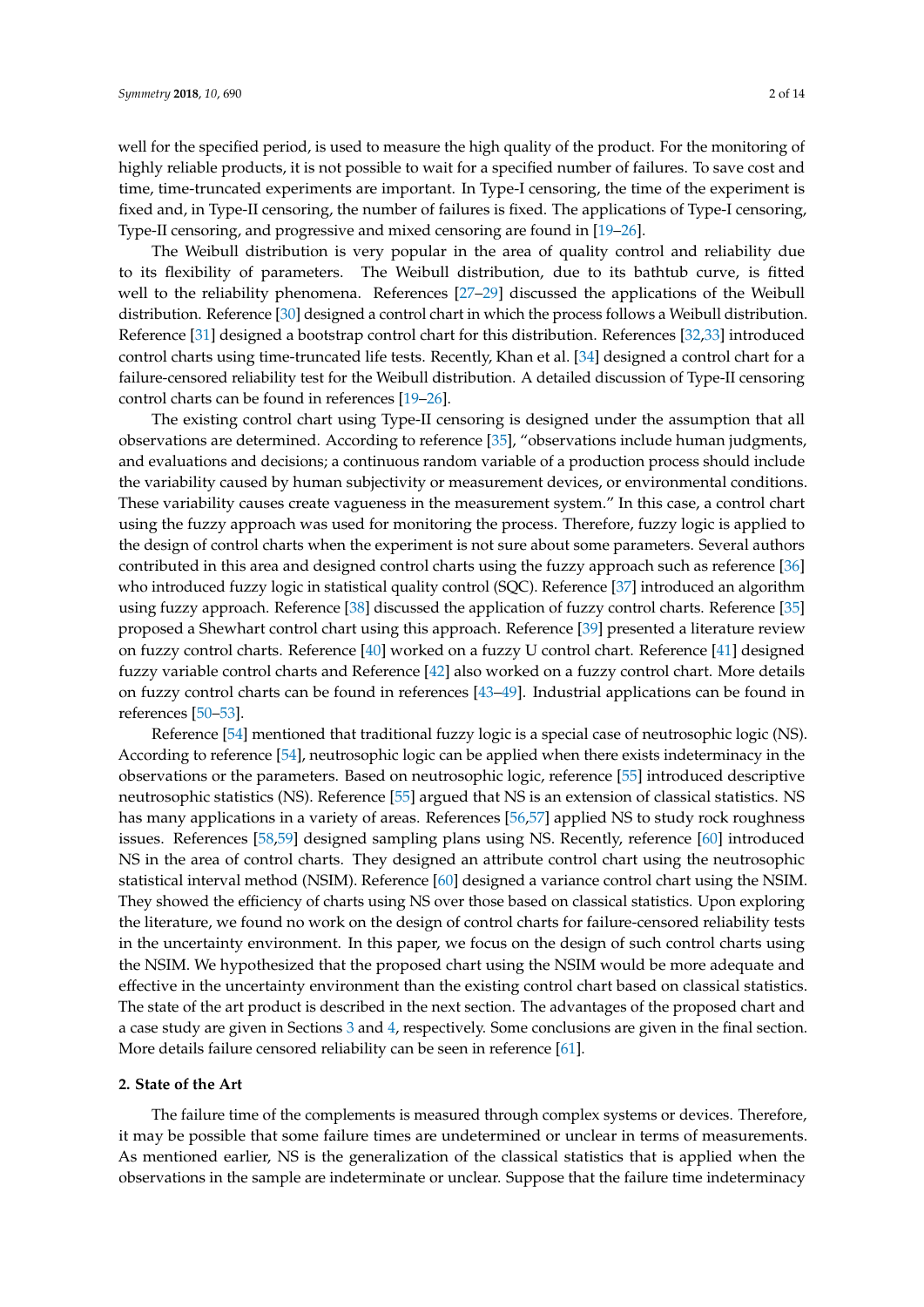well for the specified period, is used to measure the high quality of the product. For the monitoring of highly reliable products, it is not possible to wait for a specified number of failures. To save cost and time, time-truncated experiments are important. In Type-I censoring, the time of the experiment is fixed and, in Type-II censoring, the number of failures is fixed. The applications of Type-I censoring, Type-II censoring, and progressive and mixed censoring are found in [19–26].

The Weibull distribution is very popular in the area of quality control and reliability due to its flexibility of parameters. The Weibull distribution, due to its bathtub curve, is fitted well to the reliability phenomena. References [27–29] discussed the applications of the Weibull distribution. Reference [30] designed a control chart in which the process follows a Weibull distribution. Reference [31] designed a bootstrap control chart for this distribution. References [32,33] introduced control charts using time-truncated life tests. Recently, Khan et al. [34] designed a control chart for a failure-censored reliability test for the Weibull distribution. A detailed discussion of Type-II censoring control charts can be found in references [19–26].

The existing control chart using Type-II censoring is designed under the assumption that all observations are determined. According to reference [35], "observations include human judgments, and evaluations and decisions; a continuous random variable of a production process should include the variability caused by human subjectivity or measurement devices, or environmental conditions. These variability causes create vagueness in the measurement system." In this case, a control chart using the fuzzy approach was used for monitoring the process. Therefore, fuzzy logic is applied to the design of control charts when the experiment is not sure about some parameters. Several authors contributed in this area and designed control charts using the fuzzy approach such as reference [36] who introduced fuzzy logic in statistical quality control (SQC). Reference [37] introduced an algorithm using fuzzy approach. Reference [38] discussed the application of fuzzy control charts. Reference [35] proposed a Shewhart control chart using this approach. Reference [39] presented a literature review on fuzzy control charts. Reference [40] worked on a fuzzy U control chart. Reference [41] designed fuzzy variable control charts and Reference [42] also worked on a fuzzy control chart. More details on fuzzy control charts can be found in references [43–49]. Industrial applications can be found in references [50–53].

Reference [54] mentioned that traditional fuzzy logic is a special case of neutrosophic logic (NS). According to reference [54], neutrosophic logic can be applied when there exists indeterminacy in the observations or the parameters. Based on neutrosophic logic, reference [55] introduced descriptive neutrosophic statistics (NS). Reference [55] argued that NS is an extension of classical statistics. NS has many applications in a variety of areas. References [56,57] applied NS to study rock roughness issues. References [58,59] designed sampling plans using NS. Recently, reference [60] introduced NS in the area of control charts. They designed an attribute control chart using the neutrosophic statistical interval method (NSIM). Reference [60] designed a variance control chart using the NSIM. They showed the efficiency of charts using NS over those based on classical statistics. Upon exploring the literature, we found no work on the design of control charts for failure-censored reliability tests in the uncertainty environment. In this paper, we focus on the design of such control charts using the NSIM. We hypothesized that the proposed chart using the NSIM would be more adequate and effective in the uncertainty environment than the existing control chart based on classical statistics. The state of the art product is described in the next section. The advantages of the proposed chart and a case study are given in Sections 3 and 4, respectively. Some conclusions are given in the final section. More details failure censored reliability can be seen in reference [61].

## 2. State of the Art

The failure time of the complements is measured through complex systems or devices. Therefore, it may be possible that some failure times are undetermined or unclear in terms of measurements. As mentioned earlier, NS is the generalization of the classical statistics that is applied when the observations in the sample are indeterminate or unclear. Suppose that the failure time indeterminacy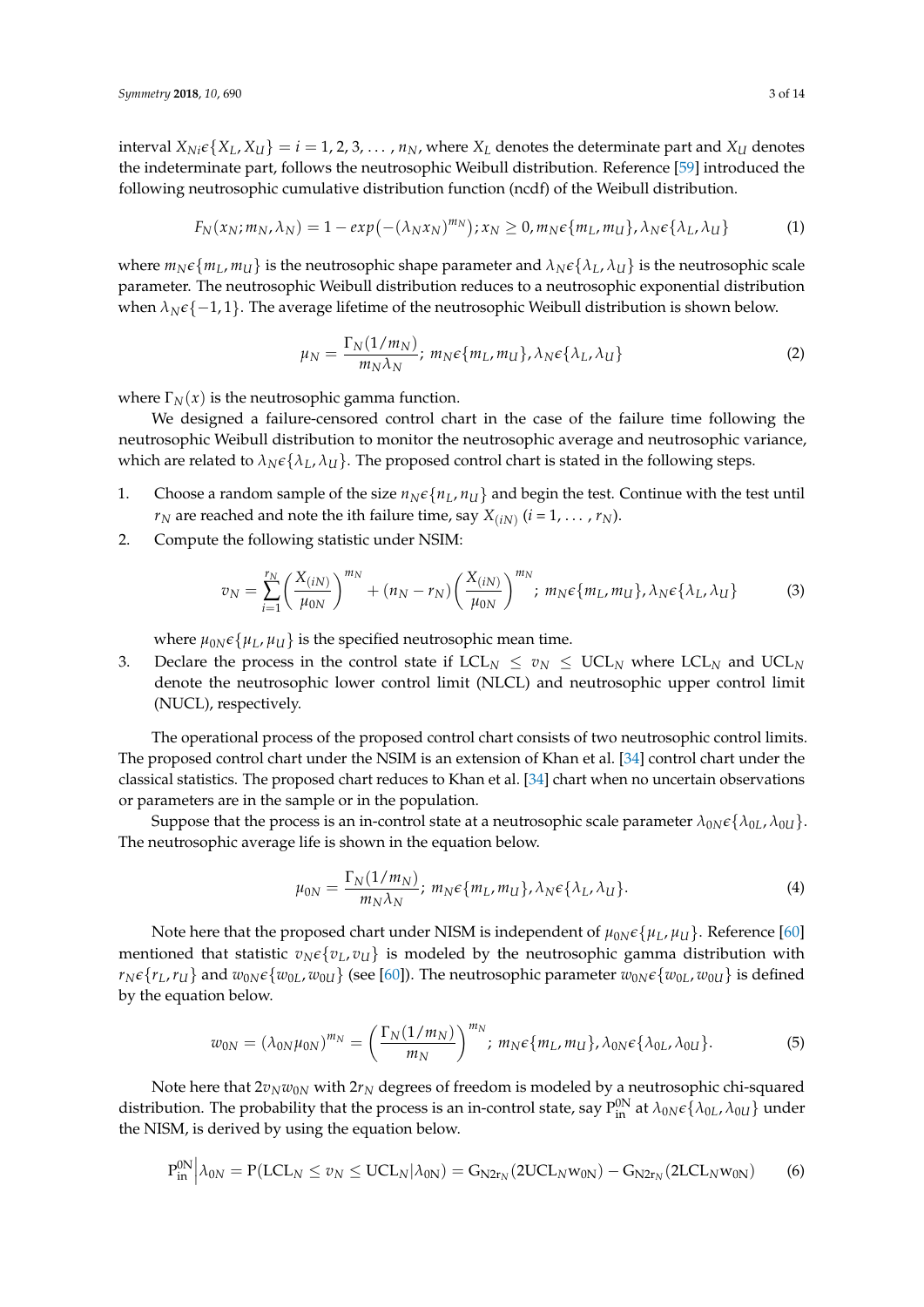interval $X_{Ni} \epsilon \{X_L, X_U\} = i = 1, 2, 3, \ldots, n_N$, where $X_L$ denotes the determinate part and $X_U$ denotes the indeterminate part, follows the neutrosophic Weibull distribution. Reference [59] introduced the following neutrosophic cumulative distribution function (ncdf) of the Weibull distribution.

$$F_N(x_N; m_N, \lambda_N) = 1 - exp\left(-(\lambda_N x_N)^{m_N}\right); x_N \geq 0, m_N \epsilon \{m_L, m_U\}, \lambda_N \epsilon \{\lambda_L, \lambda_U\} \tag{1}$$

where $m_N \epsilon \{m_L, m_U\}$ is the neutrosophic shape parameter and $\lambda_N \epsilon \{\lambda_L, \lambda_U\}$ is the neutrosophic scale parameter. The neutrosophic Weibull distribution reduces to a neutrosophic exponential distribution when $\lambda_N \epsilon \{-1, 1\}$. The average lifetime of the neutrosophic Weibull distribution is shown below.

$$\mu_N = \frac{\Gamma_N(1/m_N)}{m_N \lambda_N}; \; m_N \epsilon \{m_L, m_U\}, \lambda_N \epsilon \{\lambda_L, \lambda_U\} \tag{2}$$

where $\Gamma_N(x)$ is the neutrosophic gamma function.

We designed a failure-censored control chart in the case of the failure time following the neutrosophic Weibull distribution to monitor the neutrosophic average and neutrosophic variance, which are related to $\lambda_N \epsilon \{\lambda_L, \lambda_U\}$. The proposed control chart is stated in the following steps.

1. Choose a random sample of the size $n_N \epsilon \{n_L, n_U\}$ and begin the test. Continue with the test until $r_N$ are reached and note the ith failure time, say $X_{(iN)}$ ($i = 1, \ldots, r_N$).
2. Compute the following statistic under NSIM:

$$v_N = \sum_{i=1}^{r_N} \left(\frac{X_{(iN)}}{\mu_{0N}}\right)^{m_N} + (n_N - r_N)\left(\frac{X_{(iN)}}{\mu_{0N}}\right)^{m_N}; \; m_N \epsilon \{m_L, m_U\}, \lambda_N \epsilon \{\lambda_L, \lambda_U\} \tag{3}$$

   where $\mu_{0N} \epsilon \{\mu_L, \mu_U\}$ is the specified neutrosophic mean time.
3. Declare the process in the control state if $\text{LCL}_N \leq v_N \leq \text{UCL}_N$ where $\text{LCL}_N$ and $\text{UCL}_N$ denote the neutrosophic lower control limit (NLCL) and neutrosophic upper control limit (NUCL), respectively.

The operational process of the proposed control chart consists of two neutrosophic control limits. The proposed control chart under the NSIM is an extension of Khan et al. [34] control chart under the classical statistics. The proposed chart reduces to Khan et al. [34] chart when no uncertain observations or parameters are in the sample or in the population.

Suppose that the process is an in-control state at a neutrosophic scale parameter $\lambda_{0N} \epsilon \{\lambda_{0L}, \lambda_{0U}\}$. The neutrosophic average life is shown in the equation below.

$$\mu_{0N} = \frac{\Gamma_N(1/m_N)}{m_N \lambda_N}; \; m_N \epsilon \{m_L, m_U\}, \lambda_N \epsilon \{\lambda_L, \lambda_U\}. \tag{4}$$

Note here that the proposed chart under NISM is independent of $\mu_{0N} \epsilon \{\mu_L, \mu_U\}$. Reference [60] mentioned that statistic $v_N \epsilon \{v_L, v_U\}$ is modeled by the neutrosophic gamma distribution with $r_N \epsilon \{r_L, r_U\}$ and $w_{0N} \epsilon \{w_{0L}, w_{0U}\}$ (see [60]). The neutrosophic parameter $w_{0N} \epsilon \{w_{0L}, w_{0U}\}$ is defined by the equation below.

$$w_{0N} = (\lambda_{0N}\mu_{0N})^{m_N} = \left(\frac{\Gamma_N(1/m_N)}{m_N}\right)^{m_N}; \; m_N \epsilon \{m_L, m_U\}, \lambda_{0N} \epsilon \{\lambda_{0L}, \lambda_{0U}\}. \tag{5}$$

Note here that $2v_N w_{0N}$ with $2r_N$ degrees of freedom is modeled by a neutrosophic chi-squared distribution. The probability that the process is an in-control state, say $\text{P}_{\text{in}}^{0\text{N}}$ at $\lambda_{0N} \epsilon \{\lambda_{0L}, \lambda_{0U}\}$ under the NISM, is derived by using the equation below.

$$\text{P}_{\text{in}}^{0\text{N}}\Big|\lambda_{0N} = \text{P}(\text{LCL}_N \leq v_N \leq \text{UCL}_N | \lambda_{0\text{N}}) = \text{G}_{\text{N}2\text{r}_N}(2\text{UCL}_N \text{w}_{0\text{N}}) - \text{G}_{\text{N}2\text{r}_N}(2\text{LCL}_N \text{w}_{0\text{N}}) \tag{6}$$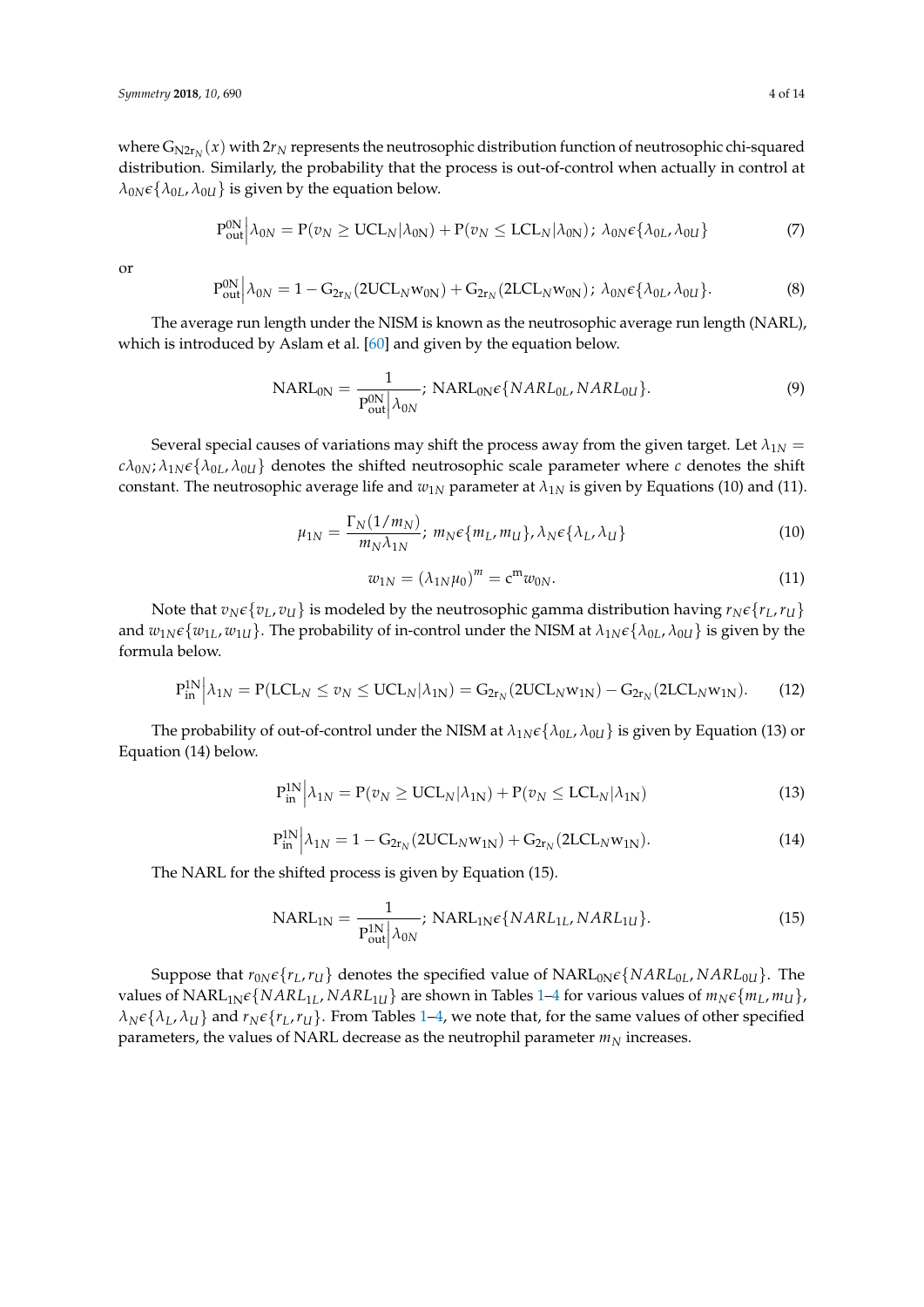where $G_{N2r_N}(x)$ with $2r_N$ represents the neutrosophic distribution function of neutrosophic chi-squared distribution. Similarly, the probability that the process is out-of-control when actually in control at $\lambda_{0N}\epsilon\{\lambda_{0L}, \lambda_{0U}\}$ is given by the equation below.

$$P_{out}^{0N}\Big|\lambda_{0N} = P(v_N \geq UCL_N|\lambda_{0N}) + P(v_N \leq LCL_N|\lambda_{0N});\ \lambda_{0N}\epsilon\{\lambda_{0L}, \lambda_{0U}\} \tag{7}$$

or

$$P_{out}^{0N}\Big|\lambda_{0N} = 1 - G_{2r_N}(2UCL_N w_{0N}) + G_{2r_N}(2LCL_N w_{0N});\ \lambda_{0N}\epsilon\{\lambda_{0L}, \lambda_{0U}\}. \tag{8}$$

The average run length under the NISM is known as the neutrosophic average run length (NARL), which is introduced by Aslam et al. [60] and given by the equation below.

$$NARL_{0N} = \frac{1}{P_{out}^{0N}\Big|\lambda_{0N}};\ NARL_{0N}\epsilon\{NARL_{0L}, NARL_{0U}\}. \tag{9}$$

Several special causes of variations may shift the process away from the given target. Let $\lambda_{1N} = c\lambda_{0N}; \lambda_{1N}\epsilon\{\lambda_{0L}, \lambda_{0U}\}$ denotes the shifted neutrosophic scale parameter where $c$ denotes the shift constant. The neutrosophic average life and $w_{1N}$ parameter at $\lambda_{1N}$ is given by Equations (10) and (11).

$$\mu_{1N} = \frac{\Gamma_N(1/m_N)}{m_N \lambda_{1N}};\ m_N\epsilon\{m_L, m_U\}, \lambda_N\epsilon\{\lambda_L, \lambda_U\} \tag{10}$$

$$w_{1N} = (\lambda_{1N}\mu_0)^m = c^m w_{0N}. \tag{11}$$

Note that $v_N\epsilon\{v_L, v_U\}$ is modeled by the neutrosophic gamma distribution having $r_N\epsilon\{r_L, r_U\}$ and $w_{1N}\epsilon\{w_{1L}, w_{1U}\}$. The probability of in-control under the NISM at $\lambda_{1N}\epsilon\{\lambda_{0L}, \lambda_{0U}\}$ is given by the formula below.

$$P_{in}^{1N}\Big|\lambda_{1N} = P(LCL_N \leq v_N \leq UCL_N|\lambda_{1N}) = G_{2r_N}(2UCL_N w_{1N}) - G_{2r_N}(2LCL_N w_{1N}). \tag{12}$$

The probability of out-of-control under the NISM at $\lambda_{1N}\epsilon\{\lambda_{0L}, \lambda_{0U}\}$ is given by Equation (13) or Equation (14) below.

$$P_{in}^{1N}\Big|\lambda_{1N} = P(v_N \geq UCL_N|\lambda_{1N}) + P(v_N \leq LCL_N|\lambda_{1N}) \tag{13}$$

$$P_{in}^{1N}\Big|\lambda_{1N} = 1 - G_{2r_N}(2UCL_N w_{1N}) + G_{2r_N}(2LCL_N w_{1N}). \tag{14}$$

The NARL for the shifted process is given by Equation (15).

$$NARL_{1N} = \frac{1}{P_{out}^{1N}\Big|\lambda_{0N}};\ NARL_{1N}\epsilon\{NARL_{1L}, NARL_{1U}\}. \tag{15}$$

Suppose that $r_{0N}\epsilon\{r_L, r_U\}$ denotes the specified value of $NARL_{0N}\epsilon\{NARL_{0L}, NARL_{0U}\}$. The values of $NARL_{1N}\epsilon\{NARL_{1L}, NARL_{1U}\}$ are shown in Tables 1–4 for various values of $m_N\epsilon\{m_L, m_U\}$, $\lambda_N\epsilon\{\lambda_L, \lambda_U\}$ and $r_N\epsilon\{r_L, r_U\}$. From Tables 1–4, we note that, for the same values of other specified parameters, the values of NARL decrease as the neutrophil parameter $m_N$ increases.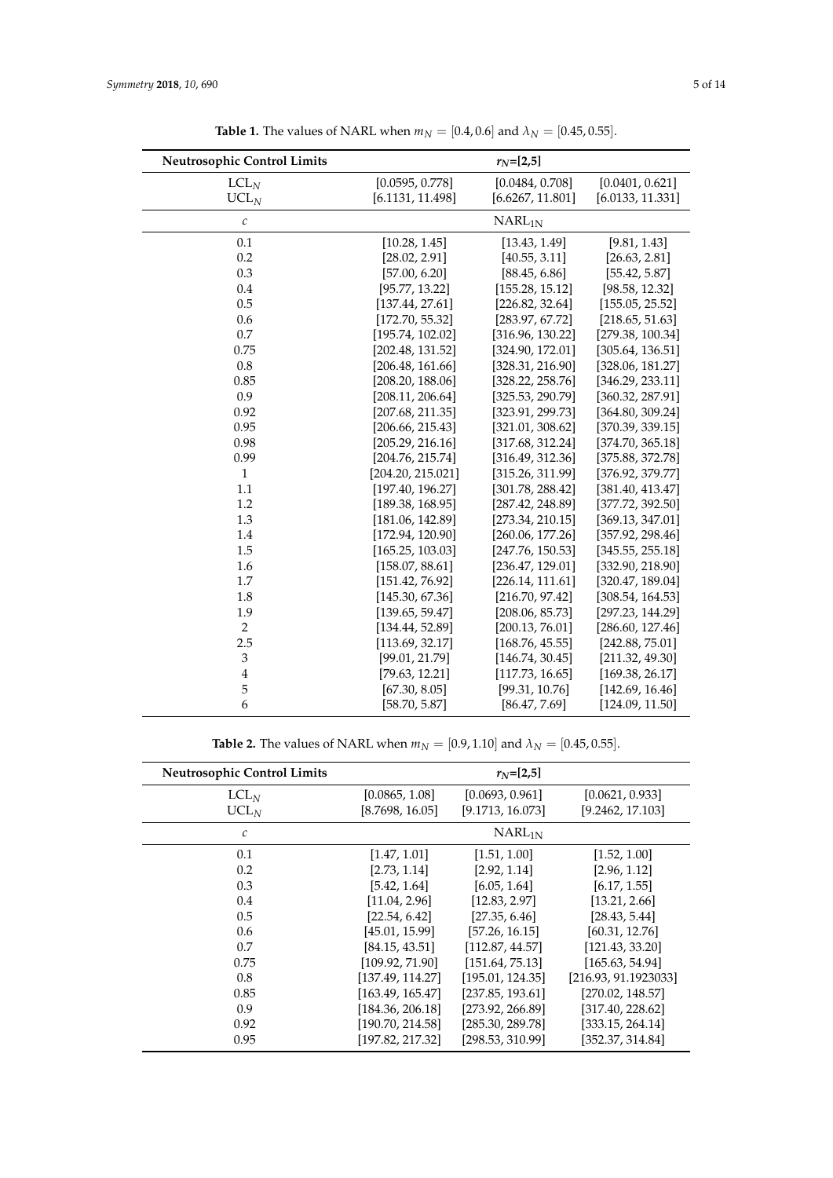**Table 1.** The values of NARL when $m_N = [0.4, 0.6]$ and $\lambda_N = [0.45, 0.55]$.

| Neutrosophic Control Limits | $r_N$=[2,5] | | |
|---|---|---|---|
| $LCL_N$ | [0.0595, 0.778] | [0.0484, 0.708] | [0.0401, 0.621] |
| $UCL_N$ | [6.1131, 11.498] | [6.6267, 11.801] | [6.0133, 11.331] |
| $c$ | $NARL_{1N}$ | | |
| 0.1 | [10.28, 1.45] | [13.43, 1.49] | [9.81, 1.43] |
| 0.2 | [28.02, 2.91] | [40.55, 3.11] | [26.63, 2.81] |
| 0.3 | [57.00, 6.20] | [88.45, 6.86] | [55.42, 5.87] |
| 0.4 | [95.77, 13.22] | [155.28, 15.12] | [98.58, 12.32] |
| 0.5 | [137.44, 27.61] | [226.82, 32.64] | [155.05, 25.52] |
| 0.6 | [172.70, 55.32] | [283.97, 67.72] | [218.65, 51.63] |
| 0.7 | [195.74, 102.02] | [316.96, 130.22] | [279.38, 100.34] |
| 0.75 | [202.48, 131.52] | [324.90, 172.01] | [305.64, 136.51] |
| 0.8 | [206.48, 161.66] | [328.31, 216.90] | [328.06, 181.27] |
| 0.85 | [208.20, 188.06] | [328.22, 258.76] | [346.29, 233.11] |
| 0.9 | [208.11, 206.64] | [325.53, 290.79] | [360.32, 287.91] |
| 0.92 | [207.68, 211.35] | [323.91, 299.73] | [364.80, 309.24] |
| 0.95 | [206.66, 215.43] | [321.01, 308.62] | [370.39, 339.15] |
| 0.98 | [205.29, 216.16] | [317.68, 312.24] | [374.70, 365.18] |
| 0.99 | [204.76, 215.74] | [316.49, 312.36] | [375.88, 372.78] |
| 1 | [204.20, 215.021] | [315.26, 311.99] | [376.92, 379.77] |
| 1.1 | [197.40, 196.27] | [301.78, 288.42] | [381.40, 413.47] |
| 1.2 | [189.38, 168.95] | [287.42, 248.89] | [377.72, 392.50] |
| 1.3 | [181.06, 142.89] | [273.34, 210.15] | [369.13, 347.01] |
| 1.4 | [172.94, 120.90] | [260.06, 177.26] | [357.92, 298.46] |
| 1.5 | [165.25, 103.03] | [247.76, 150.53] | [345.55, 255.18] |
| 1.6 | [158.07, 88.61] | [236.47, 129.01] | [332.90, 218.90] |
| 1.7 | [151.42, 76.92] | [226.14, 111.61] | [320.47, 189.04] |
| 1.8 | [145.30, 67.36] | [216.70, 97.42] | [308.54, 164.53] |
| 1.9 | [139.65, 59.47] | [208.06, 85.73] | [297.23, 144.29] |
| 2 | [134.44, 52.89] | [200.13, 76.01] | [286.60, 127.46] |
| 2.5 | [113.69, 32.17] | [168.76, 45.55] | [242.88, 75.01] |
| 3 | [99.01, 21.79] | [146.74, 30.45] | [211.32, 49.30] |
| 4 | [79.63, 12.21] | [117.73, 16.65] | [169.38, 26.17] |
| 5 | [67.30, 8.05] | [99.31, 10.76] | [142.69, 16.46] |
| 6 | [58.70, 5.87] | [86.47, 7.69] | [124.09, 11.50] |

**Table 2.** The values of NARL when $m_N = [0.9, 1.10]$ and $\lambda_N = [0.45, 0.55]$.

| Neutrosophic Control Limits | $r_N$=[2,5] | | |
|---|---|---|---|
| $LCL_N$ | [0.0865, 1.08] | [0.0693, 0.961] | [0.0621, 0.933] |
| $UCL_N$ | [8.7698, 16.05] | [9.1713, 16.073] | [9.2462, 17.103] |
| $c$ | $NARL_{1N}$ | | |
| 0.1 | [1.47, 1.01] | [1.51, 1.00] | [1.52, 1.00] |
| 0.2 | [2.73, 1.14] | [2.92, 1.14] | [2.96, 1.12] |
| 0.3 | [5.42, 1.64] | [6.05, 1.64] | [6.17, 1.55] |
| 0.4 | [11.04, 2.96] | [12.83, 2.97] | [13.21, 2.66] |
| 0.5 | [22.54, 6.42] | [27.35, 6.46] | [28.43, 5.44] |
| 0.6 | [45.01, 15.99] | [57.26, 16.15] | [60.31, 12.76] |
| 0.7 | [84.15, 43.51] | [112.87, 44.57] | [121.43, 33.20] |
| 0.75 | [109.92, 71.90] | [151.64, 75.13] | [165.63, 54.94] |
| 0.8 | [137.49, 114.27] | [195.01, 124.35] | [216.93, 91.1923033] |
| 0.85 | [163.49, 165.47] | [237.85, 193.61] | [270.02, 148.57] |
| 0.9 | [184.36, 206.18] | [273.92, 266.89] | [317.40, 228.62] |
| 0.92 | [190.70, 214.58] | [285.30, 289.78] | [333.15, 264.14] |
| 0.95 | [197.82, 217.32] | [298.53, 310.99] | [352.37, 314.84] |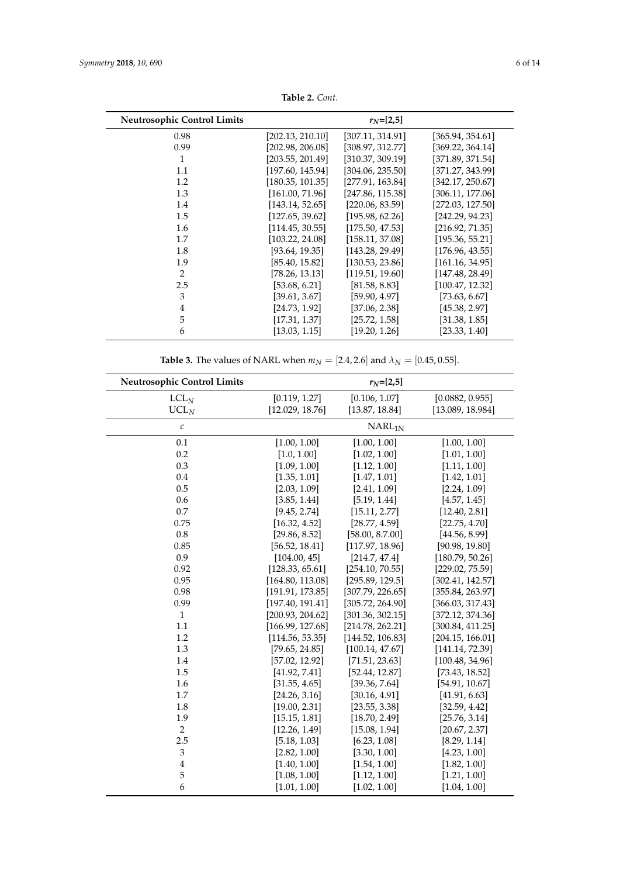**Table 2.** *Cont.*

| Neutrosophic Control Limits | $r_N$=[2,5] | | |
|---|---|---|---|
| 0.98 | [202.13, 210.10] | [307.11, 314.91] | [365.94, 354.61] |
| 0.99 | [202.98, 206.08] | [308.97, 312.77] | [369.22, 364.14] |
| 1 | [203.55, 201.49] | [310.37, 309.19] | [371.89, 371.54] |
| 1.1 | [197.60, 145.94] | [304.06, 235.50] | [371.27, 343.99] |
| 1.2 | [180.35, 101.35] | [277.91, 163.84] | [342.17, 250.67] |
| 1.3 | [161.00, 71.96] | [247.86, 115.38] | [306.11, 177.06] |
| 1.4 | [143.14, 52.65] | [220.06, 83.59] | [272.03, 127.50] |
| 1.5 | [127.65, 39.62] | [195.98, 62.26] | [242.29, 94.23] |
| 1.6 | [114.45, 30.55] | [175.50, 47.53] | [216.92, 71.35] |
| 1.7 | [103.22, 24.08] | [158.11, 37.08] | [195.36, 55.21] |
| 1.8 | [93.64, 19.35] | [143.28, 29.49] | [176.96, 43.55] |
| 1.9 | [85.40, 15.82] | [130.53, 23.86] | [161.16, 34.95] |
| 2 | [78.26, 13.13] | [119.51, 19.60] | [147.48, 28.49] |
| 2.5 | [53.68, 6.21] | [81.58, 8.83] | [100.47, 12.32] |
| 3 | [39.61, 3.67] | [59.90, 4.97] | [73.63, 6.67] |
| 4 | [24.73, 1.92] | [37.06, 2.38] | [45.38, 2.97] |
| 5 | [17.31, 1.37] | [25.72, 1.58] | [31.38, 1.85] |
| 6 | [13.03, 1.15] | [19.20, 1.26] | [23.33, 1.40] |

**Table 3.** The values of NARL when $m_N = [2.4, 2.6]$ and $\lambda_N = [0.45, 0.55]$.

| Neutrosophic Control Limits | $r_N$=[2,5] | | |
|---|---|---|---|
| $LCL_N$ | [0.119, 1.27] | [0.106, 1.07] | [0.0882, 0.955] |
| $UCL_N$ | [12.029, 18.76] | [13.87, 18.84] | [13.089, 18.984] |
| $c$ | $NARL_{1N}$ | | |
| 0.1 | [1.00, 1.00] | [1.00, 1.00] | [1.00, 1.00] |
| 0.2 | [1.0, 1.00] | [1.02, 1.00] | [1.01, 1.00] |
| 0.3 | [1.09, 1.00] | [1.12, 1.00] | [1.11, 1.00] |
| 0.4 | [1.35, 1.01] | [1.47, 1.01] | [1.42, 1.01] |
| 0.5 | [2.03, 1.09] | [2.41, 1.09] | [2.24, 1.09] |
| 0.6 | [3.85, 1.44] | [5.19, 1.44] | [4.57, 1.45] |
| 0.7 | [9.45, 2.74] | [15.11, 2.77] | [12.40, 2.81] |
| 0.75 | [16.32, 4.52] | [28.77, 4.59] | [22.75, 4.70] |
| 0.8 | [29.86, 8.52] | [58.00, 8.7.00] | [44.56, 8.99] |
| 0.85 | [56.52, 18.41] | [117.97, 18.96] | [90.98, 19.80] |
| 0.9 | [104.00, 45] | [214.7, 47.4] | [180.79, 50.26] |
| 0.92 | [128.33, 65.61] | [254.10, 70.55] | [229.02, 75.59] |
| 0.95 | [164.80, 113.08] | [295.89, 129.5] | [302.41, 142.57] |
| 0.98 | [191.91, 173.85] | [307.79, 226.65] | [355.84, 263.97] |
| 0.99 | [197.40, 191.41] | [305.72, 264.90] | [366.03, 317.43] |
| 1 | [200.93, 204.62] | [301.36, 302.15] | [372.12, 374.36] |
| 1.1 | [166.99, 127.68] | [214.78, 262.21] | [300.84, 411.25] |
| 1.2 | [114.56, 53.35] | [144.52, 106.83] | [204.15, 166.01] |
| 1.3 | [79.65, 24.85] | [100.14, 47.67] | [141.14, 72.39] |
| 1.4 | [57.02, 12.92] | [71.51, 23.63] | [100.48, 34.96] |
| 1.5 | [41.92, 7.41] | [52.44, 12.87] | [73.43, 18.52] |
| 1.6 | [31.55, 4.65] | [39.36, 7.64] | [54.91, 10.67] |
| 1.7 | [24.26, 3.16] | [30.16, 4.91] | [41.91, 6.63] |
| 1.8 | [19.00, 2.31] | [23.55, 3.38] | [32.59, 4.42] |
| 1.9 | [15.15, 1.81] | [18.70, 2.49] | [25.76, 3.14] |
| 2 | [12.26, 1.49] | [15.08, 1.94] | [20.67, 2.37] |
| 2.5 | [5.18, 1.03] | [6.23, 1.08] | [8.29, 1.14] |
| 3 | [2.82, 1.00] | [3.30, 1.00] | [4.23, 1.00] |
| 4 | [1.40, 1.00] | [1.54, 1.00] | [1.82, 1.00] |
| 5 | [1.08, 1.00] | [1.12, 1.00] | [1.21, 1.00] |
| 6 | [1.01, 1.00] | [1.02, 1.00] | [1.04, 1.00] |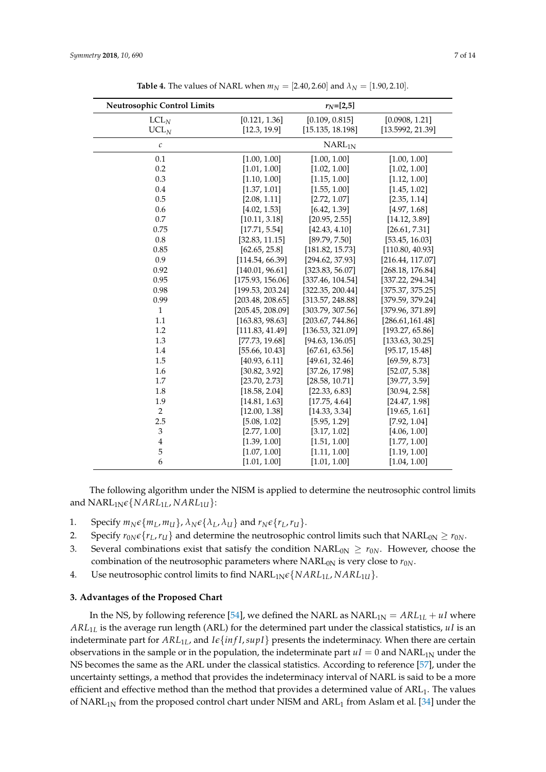**Table 4.** The values of NARL when $m_N = [2.40, 2.60]$ and $\lambda_N = [1.90, 2.10]$.

| Neutrosophic Control Limits | $r_N$=[2,5] | | |
|---|---|---|---|
| $LCL_N$ | [0.121, 1.36] | [0.109, 0.815] | [0.0908, 1.21] |
| $UCL_N$ | [12.3, 19.9] | [15.135, 18.198] | [13.5992, 21.39] |
| $c$ | $NARL_{1N}$ | | |
| 0.1 | [1.00, 1.00] | [1.00, 1.00] | [1.00, 1.00] |
| 0.2 | [1.01, 1.00] | [1.02, 1.00] | [1.02, 1.00] |
| 0.3 | [1.10, 1.00] | [1.15, 1.00] | [1.12, 1.00] |
| 0.4 | [1.37, 1.01] | [1.55, 1.00] | [1.45, 1.02] |
| 0.5 | [2.08, 1.11] | [2.72, 1.07] | [2.35, 1.14] |
| 0.6 | [4.02, 1.53] | [6.42, 1.39] | [4.97, 1.68] |
| 0.7 | [10.11, 3.18] | [20.95, 2.55] | [14.12, 3.89] |
| 0.75 | [17.71, 5.54] | [42.43, 4.10] | [26.61, 7.31] |
| 0.8 | [32.83, 11.15] | [89.79, 7.50] | [53.45, 16.03] |
| 0.85 | [62.65, 25.8] | [181.82, 15.73] | [110.80, 40.93] |
| 0.9 | [114.54, 66.39] | [294.62, 37.93] | [216.44, 117.07] |
| 0.92 | [140.01, 96.61] | [323.83, 56.07] | [268.18, 176.84] |
| 0.95 | [175.93, 156.06] | [337.46, 104.54] | [337.22, 294.34] |
| 0.98 | [199.53, 203.24] | [322.35, 200.44] | [375.37, 375.25] |
| 0.99 | [203.48, 208.65] | [313.57, 248.88] | [379.59, 379.24] |
| 1 | [205.45, 208.09] | [303.79, 307.56] | [379.96, 371.89] |
| 1.1 | [163.83, 98.63] | [203.67, 744.86] | [286.61,161.48] |
| 1.2 | [111.83, 41.49] | [136.53, 321.09] | [193.27, 65.86] |
| 1.3 | [77.73, 19.68] | [94.63, 136.05] | [133.63, 30.25] |
| 1.4 | [55.66, 10.43] | [67.61, 63.56] | [95.17, 15.48] |
| 1.5 | [40.93, 6.11] | [49.61, 32.46] | [69.59, 8.73] |
| 1.6 | [30.82, 3.92] | [37.26, 17.98] | [52.07, 5.38] |
| 1.7 | [23.70, 2.73] | [28.58, 10.71] | [39.77, 3.59] |
| 1.8 | [18.58, 2.04] | [22.33, 6.83] | [30.94, 2.58] |
| 1.9 | [14.81, 1.63] | [17.75, 4.64] | [24.47, 1.98] |
| 2 | [12.00, 1.38] | [14.33, 3.34] | [19.65, 1.61] |
| 2.5 | [5.08, 1.02] | [5.95, 1.29] | [7.92, 1.04] |
| 3 | [2.77, 1.00] | [3.17, 1.02] | [4.06, 1.00] |
| 4 | [1.39, 1.00] | [1.51, 1.00] | [1.77, 1.00] |
| 5 | [1.07, 1.00] | [1.11, 1.00] | [1.19, 1.00] |
| 6 | [1.01, 1.00] | [1.01, 1.00] | [1.04, 1.00] |

The following algorithm under the NISM is applied to determine the neutrosophic control limits and $NARL_{1N} \epsilon \{NARL_{1L}, NARL_{1U}\}$:

1. Specify $m_N \epsilon \{m_L, m_U\}$, $\lambda_N \epsilon \{\lambda_L, \lambda_U\}$ and $r_N \epsilon \{r_L, r_U\}$.
2. Specify $r_{0N} \epsilon \{r_L, r_U\}$ and determine the neutrosophic control limits such that $NARL_{0N} \geq r_{0N}$.
3. Several combinations exist that satisfy the condition $NARL_{0N} \geq r_{0N}$. However, choose the combination of the neutrosophic parameters where $NARL_{0N}$ is very close to $r_{0N}$.
4. Use neutrosophic control limits to find $NARL_{1N} \epsilon \{NARL_{1L}, NARL_{1U}\}$.

## 3. Advantages of the Proposed Chart

In the NS, by following reference [54], we defined the NARL as $NARL_{1N} = ARL_{1L} + uI$ where $ARL_{1L}$ is the average run length (ARL) for the determined part under the classical statistics, $uI$ is an indeterminate part for $ARL_{1L}$, and $I \epsilon \{infI, supI\}$ presents the indeterminacy. When there are certain observations in the sample or in the population, the indeterminate part $uI = 0$ and $NARL_{1N}$ under the NS becomes the same as the ARL under the classical statistics. According to reference [57], under the uncertainty settings, a method that provides the indeterminacy interval of NARL is said to be a more efficient and effective method than the method that provides a determined value of $ARL_1$. The values of $NARL_{1N}$ from the proposed control chart under NISM and $ARL_1$ from Aslam et al. [34] under the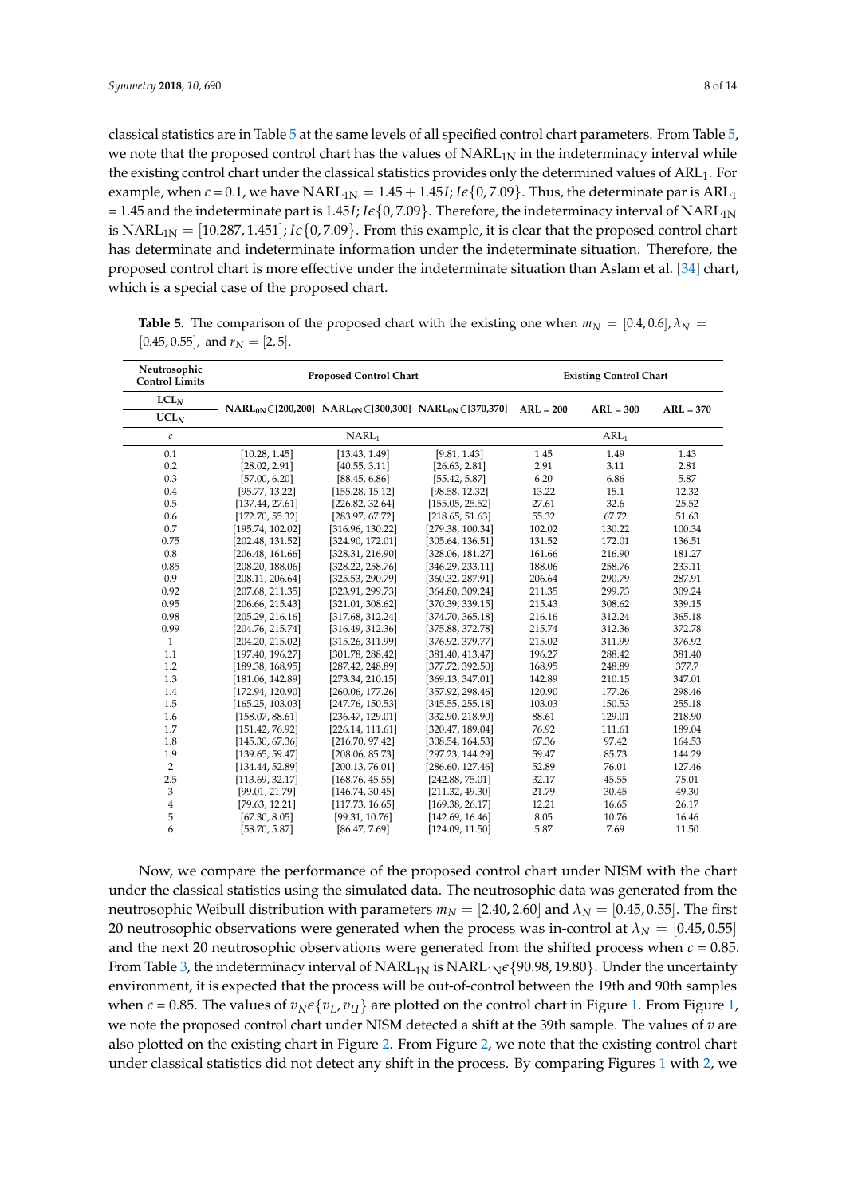classical statistics are in Table 5 at the same levels of all specified control chart parameters. From Table 5, we note that the proposed control chart has the values of $NARL_{1N}$ in the indeterminacy interval while the existing control chart under the classical statistics provides only the determined values of $ARL_1$. For example, when $c = 0.1$, we have $NARL_{1N} = 1.45 + 1.45I; I\epsilon\{0, 7.09\}$. Thus, the determinate par is $ARL_1 = 1.45$ and the indeterminate part is $1.45I; I\epsilon\{0, 7.09\}$. Therefore, the indeterminacy interval of $NARL_{1N}$ is $NARL_{1N} = [10.287, 1.451]; I\epsilon\{0, 7.09\}$. From this example, it is clear that the proposed control chart has determinate and indeterminate information under the indeterminate situation. Therefore, the proposed control chart is more effective under the indeterminate situation than Aslam et al. [34] chart, which is a special case of the proposed chart.

**Table 5.** The comparison of the proposed chart with the existing one when $m_N = [0.4, 0.6], \lambda_N = [0.45, 0.55]$, and $r_N = [2, 5]$.

| Neutrosophic Control Limits | Proposed Control Chart | | | Existing Control Chart | | |
|---|---|---|---|---|---|---|
| $LCL_N$ / $UCL_N$ | $NARL_{0N} \in [200, 200]$ | $NARL_{0N} \in [300, 300]$ | $NARL_{0N} \in [370, 370]$ | $ARL = 200$ | $ARL = 300$ | $ARL = 370$ |
| $c$ | $NARL_1$ | | | $ARL_1$ | | |
| 0.1 | [10.28, 1.45] | [13.43, 1.49] | [9.81, 1.43] | 1.45 | 1.49 | 1.43 |
| 0.2 | [28.02, 2.91] | [40.55, 3.11] | [26.63, 2.81] | 2.91 | 3.11 | 2.81 |
| 0.3 | [57.00, 6.20] | [88.45, 6.86] | [55.42, 5.87] | 6.20 | 6.86 | 5.87 |
| 0.4 | [95.77, 13.22] | [155.28, 15.12] | [98.58, 12.32] | 13.22 | 15.1 | 12.32 |
| 0.5 | [137.44, 27.61] | [226.82, 32.64] | [155.05, 25.52] | 27.61 | 32.6 | 25.52 |
| 0.6 | [172.70, 55.32] | [283.97, 67.72] | [218.65, 51.63] | 55.32 | 67.72 | 51.63 |
| 0.7 | [195.74, 102.02] | [316.96, 130.22] | [279.38, 100.34] | 102.02 | 130.22 | 100.34 |
| 0.75 | [202.48, 131.52] | [324.90, 172.01] | [305.64, 136.51] | 131.52 | 172.01 | 136.51 |
| 0.8 | [206.48, 161.66] | [328.31, 216.90] | [328.06, 181.27] | 161.66 | 216.90 | 181.27 |
| 0.85 | [208.20, 188.06] | [328.22, 258.76] | [346.29, 233.11] | 188.06 | 258.76 | 233.11 |
| 0.9 | [208.11, 206.64] | [325.53, 290.79] | [360.32, 287.91] | 206.64 | 290.79 | 287.91 |
| 0.92 | [207.68, 211.35] | [323.91, 299.73] | [364.80, 309.24] | 211.35 | 299.73 | 309.24 |
| 0.95 | [206.66, 215.43] | [321.01, 308.62] | [370.39, 339.15] | 215.43 | 308.62 | 339.15 |
| 0.98 | [205.29, 216.16] | [317.68, 312.24] | [374.70, 365.18] | 216.16 | 312.24 | 365.18 |
| 0.99 | [204.76, 215.74] | [316.49, 312.36] | [375.88, 372.78] | 215.74 | 312.36 | 372.78 |
| 1 | [204.20, 215.02] | [315.26, 311.99] | [376.92, 379.77] | 215.02 | 311.99 | 376.92 |
| 1.1 | [197.40, 196.27] | [301.78, 288.42] | [381.40, 413.47] | 196.27 | 288.42 | 381.40 |
| 1.2 | [189.38, 168.95] | [287.42, 248.89] | [377.72, 392.50] | 168.95 | 248.89 | 377.7 |
| 1.3 | [181.06, 142.89] | [273.34, 210.15] | [369.13, 347.01] | 142.89 | 210.15 | 347.01 |
| 1.4 | [172.94, 120.90] | [260.06, 177.26] | [357.92, 298.46] | 120.90 | 177.26 | 298.46 |
| 1.5 | [165.25, 103.03] | [247.76, 150.53] | [345.55, 255.18] | 103.03 | 150.53 | 255.18 |
| 1.6 | [158.07, 88.61] | [236.47, 129.01] | [332.90, 218.90] | 88.61 | 129.01 | 218.90 |
| 1.7 | [151.42, 76.92] | [226.14, 111.61] | [320.47, 189.04] | 76.92 | 111.61 | 189.04 |
| 1.8 | [145.30, 67.36] | [216.70, 97.42] | [308.54, 164.53] | 67.36 | 97.42 | 164.53 |
| 1.9 | [139.65, 59.47] | [208.06, 85.73] | [297.23, 144.29] | 59.47 | 85.73 | 144.29 |
| 2 | [134.44, 52.89] | [200.13, 76.01] | [286.60, 127.46] | 52.89 | 76.01 | 127.46 |
| 2.5 | [113.69, 32.17] | [168.76, 45.55] | [242.88, 75.01] | 32.17 | 45.55 | 75.01 |
| 3 | [99.01, 21.79] | [146.74, 30.45] | [211.32, 49.30] | 21.79 | 30.45 | 49.30 |
| 4 | [79.63, 12.21] | [117.73, 16.65] | [169.38, 26.17] | 12.21 | 16.65 | 26.17 |
| 5 | [67.30, 8.05] | [99.31, 10.76] | [142.69, 16.46] | 8.05 | 10.76 | 16.46 |
| 6 | [58.70, 5.87] | [86.47, 7.69] | [124.09, 11.50] | 5.87 | 7.69 | 11.50 |

Now, we compare the performance of the proposed control chart under NISM with the chart under the classical statistics using the simulated data. The neutrosophic data was generated from the neutrosophic Weibull distribution with parameters $m_N = [2.40, 2.60]$ and $\lambda_N = [0.45, 0.55]$. The first 20 neutrosophic observations were generated when the process was in-control at $\lambda_N = [0.45, 0.55]$ and the next 20 neutrosophic observations were generated from the shifted process when $c = 0.85$. From Table 3, the indeterminacy interval of $NARL_{1N}$ is $NARL_{1N}\epsilon\{90.98, 19.80\}$. Under the uncertainty environment, it is expected that the process will be out-of-control between the 19th and 90th samples when $c = 0.85$. The values of $v_N\epsilon\{v_L, v_U\}$ are plotted on the control chart in Figure 1. From Figure 1, we note the proposed control chart under NISM detected a shift at the 39th sample. The values of $v$ are also plotted on the existing chart in Figure 2. From Figure 2, we note that the existing control chart under classical statistics did not detect any shift in the process. By comparing Figures 1 with 2, we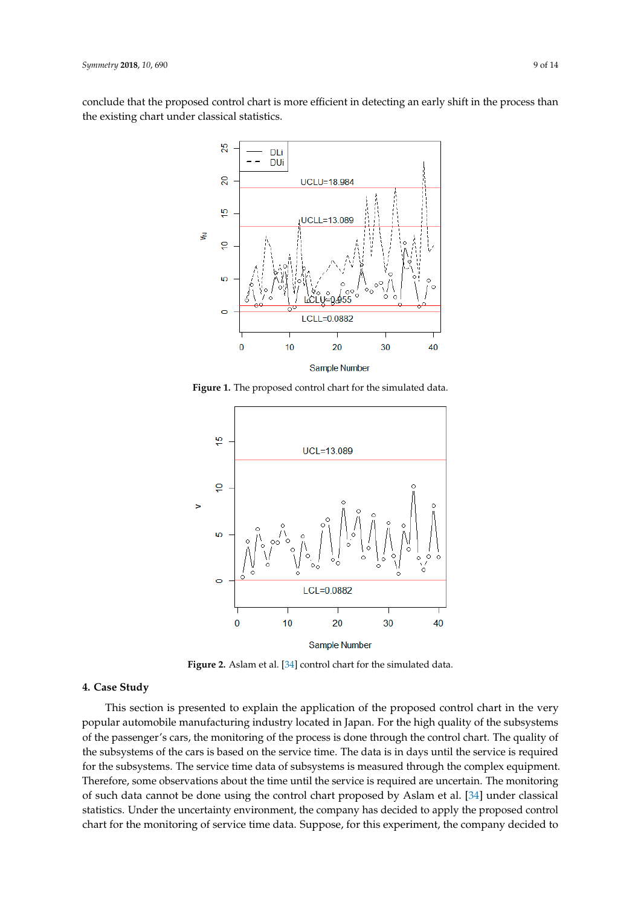conclude that the proposed control chart is more efficient in detecting an early shift in the process than the existing chart under classical statistics.

**Figure 1.** The proposed control chart for the simulated data.

**Figure 2.** Aslam et al. [34] control chart for the simulated data.

## 4. Case Study

This section is presented to explain the application of the proposed control chart in the very popular automobile manufacturing industry located in Japan. For the high quality of the subsystems of the passenger's cars, the monitoring of the process is done through the control chart. The quality of the subsystems of the cars is based on the service time. The data is in days until the service is required for the subsystems. The service time data of subsystems is measured through the complex equipment. Therefore, some observations about the time until the service is required are uncertain. The monitoring of such data cannot be done using the control chart proposed by Aslam et al. [34] under classical statistics. Under the uncertainty environment, the company has decided to apply the proposed control chart for the monitoring of service time data. Suppose, for this experiment, the company decided to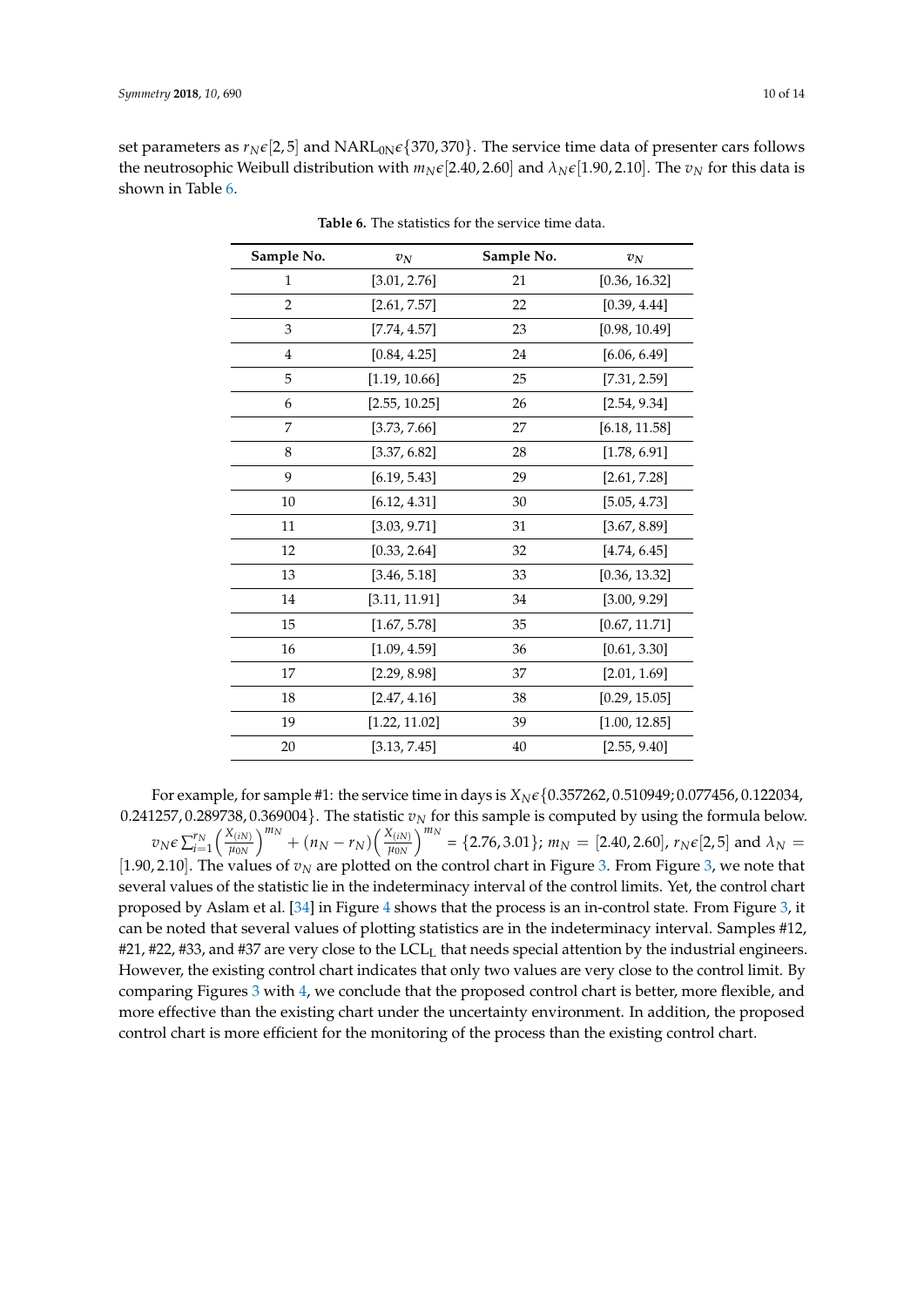set parameters as $r_N \epsilon [2,5]$ and $\text{NARL}_{0\text{N}} \epsilon \{370, 370\}$. The service time data of presenter cars follows the neutrosophic Weibull distribution with $m_N \epsilon [2.40, 2.60]$ and $\lambda_N \epsilon [1.90, 2.10]$. The $v_N$ for this data is shown in Table 6.

**Table 6.** The statistics for the service time data.

| Sample No. | $v_N$ | Sample No. | $v_N$ |
|---|---|---|---|
| 1 | [3.01, 2.76] | 21 | [0.36, 16.32] |
| 2 | [2.61, 7.57] | 22 | [0.39, 4.44] |
| 3 | [7.74, 4.57] | 23 | [0.98, 10.49] |
| 4 | [0.84, 4.25] | 24 | [6.06, 6.49] |
| 5 | [1.19, 10.66] | 25 | [7.31, 2.59] |
| 6 | [2.55, 10.25] | 26 | [2.54, 9.34] |
| 7 | [3.73, 7.66] | 27 | [6.18, 11.58] |
| 8 | [3.37, 6.82] | 28 | [1.78, 6.91] |
| 9 | [6.19, 5.43] | 29 | [2.61, 7.28] |
| 10 | [6.12, 4.31] | 30 | [5.05, 4.73] |
| 11 | [3.03, 9.71] | 31 | [3.67, 8.89] |
| 12 | [0.33, 2.64] | 32 | [4.74, 6.45] |
| 13 | [3.46, 5.18] | 33 | [0.36, 13.32] |
| 14 | [3.11, 11.91] | 34 | [3.00, 9.29] |
| 15 | [1.67, 5.78] | 35 | [0.67, 11.71] |
| 16 | [1.09, 4.59] | 36 | [0.61, 3.30] |
| 17 | [2.29, 8.98] | 37 | [2.01, 1.69] |
| 18 | [2.47, 4.16] | 38 | [0.29, 15.05] |
| 19 | [1.22, 11.02] | 39 | [1.00, 12.85] |
| 20 | [3.13, 7.45] | 40 | [2.55, 9.40] |

For example, for sample #1: the service time in days is $X_N \epsilon \{0.357262, 0.510949; 0.077456, 0.122034, 0.241257, 0.289738, 0.369004\}$. The statistic $v_N$ for this sample is computed by using the formula below. $v_N \epsilon \sum_{i=1}^{r_N} \left(\frac{X_{(iN)}}{\mu_{0N}}\right)^{m_N} + (n_N - r_N)\left(\frac{X_{(iN)}}{\mu_{0N}}\right)^{m_N} = \{2.76, 3.01\}$; $m_N = [2.40, 2.60]$, $r_N \epsilon [2,5]$ and $\lambda_N = [1.90, 2.10]$. The values of $v_N$ are plotted on the control chart in Figure 3. From Figure 3, we note that several values of the statistic lie in the indeterminacy interval of the control limits. Yet, the control chart proposed by Aslam et al. [34] in Figure 4 shows that the process is an in-control state. From Figure 3, it can be noted that several values of plotting statistics are in the indeterminacy interval. Samples #12, #21, #22, #33, and #37 are very close to the $\text{LCL}_\text{L}$ that needs special attention by the industrial engineers. However, the existing control chart indicates that only two values are very close to the control limit. By comparing Figures 3 with 4, we conclude that the proposed control chart is better, more flexible, and more effective than the existing chart under the uncertainty environment. In addition, the proposed control chart is more efficient for the monitoring of the process than the existing control chart.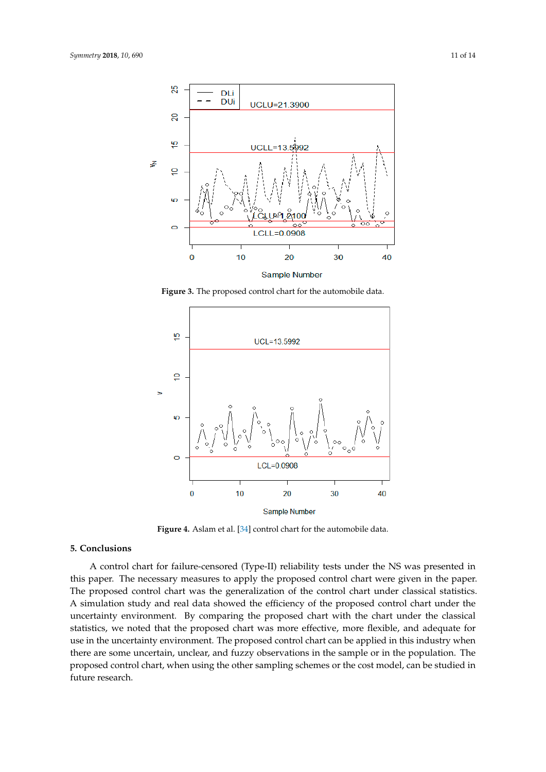**Figure 3.** The proposed control chart for the automobile data.

**Figure 4.** Aslam et al. [34] control chart for the automobile data.

## 5. Conclusions

A control chart for failure-censored (Type-II) reliability tests under the NS was presented in this paper. The necessary measures to apply the proposed control chart were given in the paper. The proposed control chart was the generalization of the control chart under classical statistics. A simulation study and real data showed the efficiency of the proposed control chart under the uncertainty environment. By comparing the proposed chart with the chart under the classical statistics, we noted that the proposed chart was more effective, more flexible, and adequate for use in the uncertainty environment. The proposed control chart can be applied in this industry when there are some uncertain, unclear, and fuzzy observations in the sample or in the population. The proposed control chart, when using the other sampling schemes or the cost model, can be studied in future research.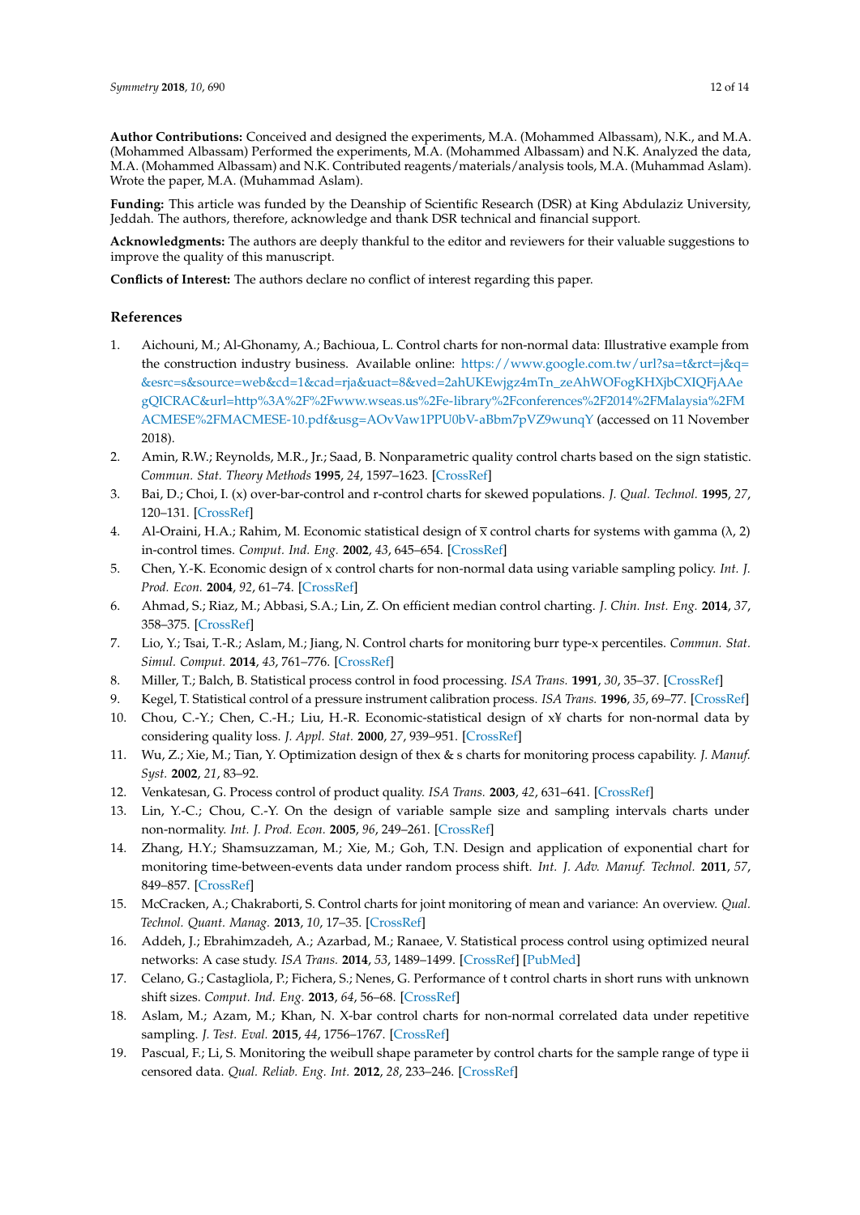**Author Contributions:** Conceived and designed the experiments, M.A. (Mohammed Albassam), N.K., and M.A. (Mohammed Albassam) Performed the experiments, M.A. (Mohammed Albassam) and N.K. Analyzed the data, M.A. (Mohammed Albassam) and N.K. Contributed reagents/materials/analysis tools, M.A. (Muhammad Aslam). Wrote the paper, M.A. (Muhammad Aslam).

**Funding:** This article was funded by the Deanship of Scientific Research (DSR) at King Abdulaziz University, Jeddah. The authors, therefore, acknowledge and thank DSR technical and financial support.

**Acknowledgments:** The authors are deeply thankful to the editor and reviewers for their valuable suggestions to improve the quality of this manuscript.

**Conflicts of Interest:** The authors declare no conflict of interest regarding this paper.

## References

1. Aichouni, M.; Al-Ghonamy, A.; Bachioua, L. Control charts for non-normal data: Illustrative example from the construction industry business. Available online: https://www.google.com.tw/url?sa=t&rct=j&q=&esrc=s&source=web&cd=1&cad=rja&uact=8&ved=2ahUKEwjgz4mTn_zeAhWOFogKHXjbCXIQFjAAegQICRAC&url=http%3A%2F%2Fwww.wseas.us%2Fe-library%2Fconferences%2F2014%2FMalaysia%2FMACMESE%2FMACMESE-10.pdf&usg=AOvVaw1PPU0bV-aBbm7pVZ9wunqY (accessed on 11 November 2018).
2. Amin, R.W.; Reynolds, M.R., Jr.; Saad, B. Nonparametric quality control charts based on the sign statistic. *Commun. Stat. Theory Methods* **1995**, *24*, 1597–1623. [CrossRef]
3. Bai, D.; Choi, I. (x) over-bar-control and r-control charts for skewed populations. *J. Qual. Technol.* **1995**, *27*, 120–131. [CrossRef]
4. Al-Oraini, H.A.; Rahim, M. Economic statistical design of $\overline{x}$ control charts for systems with gamma ($\lambda$, 2) in-control times. *Comput. Ind. Eng.* **2002**, *43*, 645–654. [CrossRef]
5. Chen, Y.-K. Economic design of x control charts for non-normal data using variable sampling policy. *Int. J. Prod. Econ.* **2004**, *92*, 61–74. [CrossRef]
6. Ahmad, S.; Riaz, M.; Abbasi, S.A.; Lin, Z. On efficient median control charting. *J. Chin. Inst. Eng.* **2014**, *37*, 358–375. [CrossRef]
7. Lio, Y.; Tsai, T.-R.; Aslam, M.; Jiang, N. Control charts for monitoring burr type-x percentiles. *Commun. Stat. Simul. Comput.* **2014**, *43*, 761–776. [CrossRef]
8. Miller, T.; Balch, B. Statistical process control in food processing. *ISA Trans.* **1991**, *30*, 35–37. [CrossRef]
9. Kegel, T. Statistical control of a pressure instrument calibration process. *ISA Trans.* **1996**, *35*, 69–77. [CrossRef]
10. Chou, C.-Y.; Chen, C.-H.; Liu, H.-R. Economic-statistical design of x¥ charts for non-normal data by considering quality loss. *J. Appl. Stat.* **2000**, *27*, 939–951. [CrossRef]
11. Wu, Z.; Xie, M.; Tian, Y. Optimization design of thex & s charts for monitoring process capability. *J. Manuf. Syst.* **2002**, *21*, 83–92.
12. Venkatesan, G. Process control of product quality. *ISA Trans.* **2003**, *42*, 631–641. [CrossRef]
13. Lin, Y.-C.; Chou, C.-Y. On the design of variable sample size and sampling intervals charts under non-normality. *Int. J. Prod. Econ.* **2005**, *96*, 249–261. [CrossRef]
14. Zhang, H.Y.; Shamsuzzaman, M.; Xie, M.; Goh, T.N. Design and application of exponential chart for monitoring time-between-events data under random process shift. *Int. J. Adv. Manuf. Technol.* **2011**, *57*, 849–857. [CrossRef]
15. McCracken, A.; Chakraborti, S. Control charts for joint monitoring of mean and variance: An overview. *Qual. Technol. Quant. Manag.* **2013**, *10*, 17–35. [CrossRef]
16. Addeh, J.; Ebrahimzadeh, A.; Azarbad, M.; Ranaee, V. Statistical process control using optimized neural networks: A case study. *ISA Trans.* **2014**, *53*, 1489–1499. [CrossRef] [PubMed]
17. Celano, G.; Castagliola, P.; Fichera, S.; Nenes, G. Performance of t control charts in short runs with unknown shift sizes. *Comput. Ind. Eng.* **2013**, *64*, 56–68. [CrossRef]
18. Aslam, M.; Azam, M.; Khan, N. X-bar control charts for non-normal correlated data under repetitive sampling. *J. Test. Eval.* **2015**, *44*, 1756–1767. [CrossRef]
19. Pascual, F.; Li, S. Monitoring the weibull shape parameter by control charts for the sample range of type ii censored data. *Qual. Reliab. Eng. Int.* **2012**, *28*, 233–246. [CrossRef]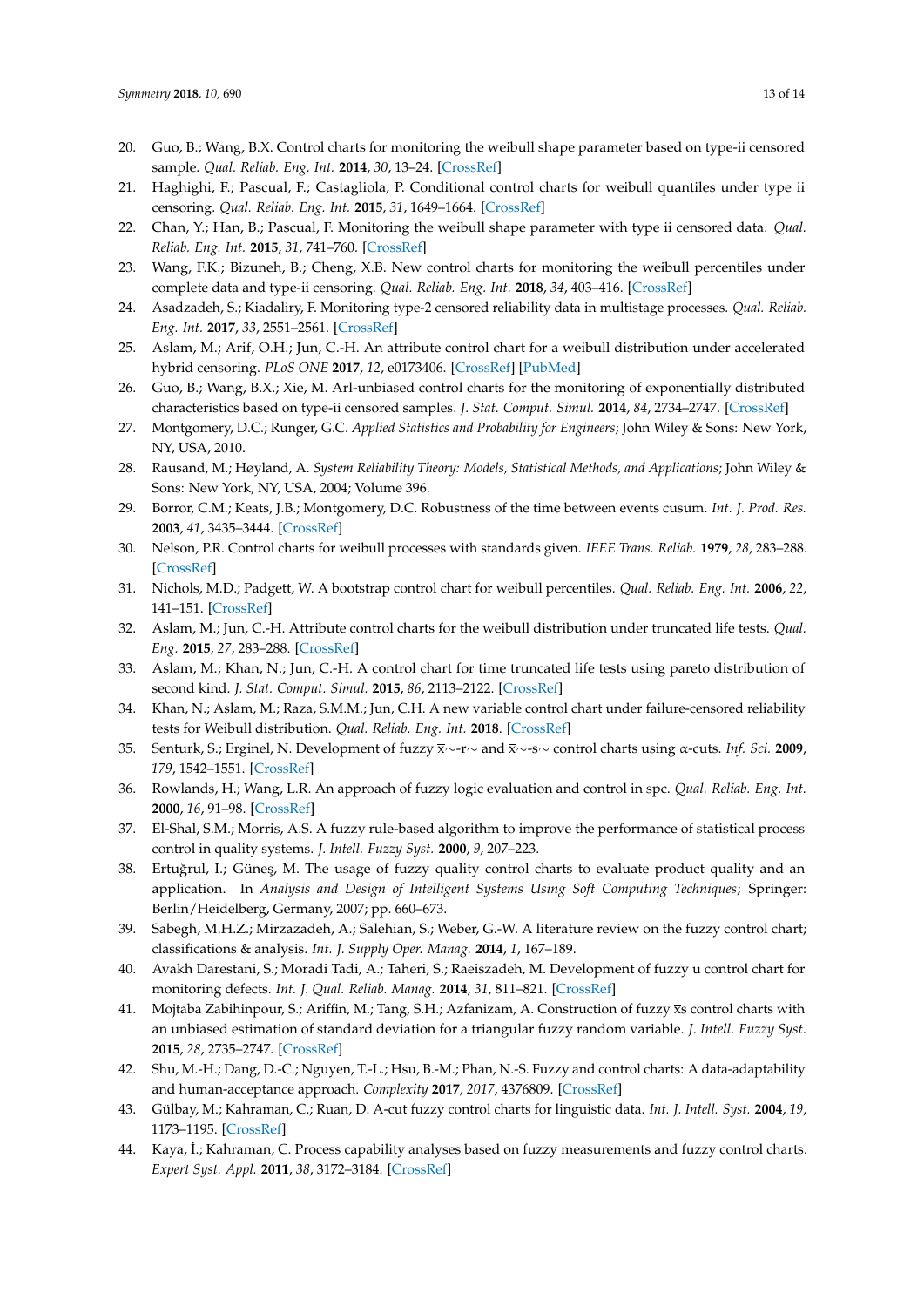20. Guo, B.; Wang, B.X. Control charts for monitoring the weibull shape parameter based on type-ii censored sample. *Qual. Reliab. Eng. Int.* **2014**, *30*, 13–24. [CrossRef]
21. Haghighi, F.; Pascual, F.; Castagliola, P. Conditional control charts for weibull quantiles under type ii censoring. *Qual. Reliab. Eng. Int.* **2015**, *31*, 1649–1664. [CrossRef]
22. Chan, Y.; Han, B.; Pascual, F. Monitoring the weibull shape parameter with type ii censored data. *Qual. Reliab. Eng. Int.* **2015**, *31*, 741–760. [CrossRef]
23. Wang, F.K.; Bizuneh, B.; Cheng, X.B. New control charts for monitoring the weibull percentiles under complete data and type-ii censoring. *Qual. Reliab. Eng. Int.* **2018**, *34*, 403–416. [CrossRef]
24. Asadzadeh, S.; Kiadalirу, F. Monitoring type-2 censored reliability data in multistage processes. *Qual. Reliab. Eng. Int.* **2017**, *33*, 2551–2561. [CrossRef]
25. Aslam, M.; Arif, O.H.; Jun, C.-H. An attribute control chart for a weibull distribution under accelerated hybrid censoring. *PLoS ONE* **2017**, *12*, e0173406. [CrossRef] [PubMed]
26. Guo, B.; Wang, B.X.; Xie, M. Arl-unbiased control charts for the monitoring of exponentially distributed characteristics based on type-ii censored samples. *J. Stat. Comput. Simul.* **2014**, *84*, 2734–2747. [CrossRef]
27. Montgomery, D.C.; Runger, G.C. *Applied Statistics and Probability for Engineers*; John Wiley & Sons: New York, NY, USA, 2010.
28. Rausand, M.; Høyland, A. *System Reliability Theory: Models, Statistical Methods, and Applications*; John Wiley & Sons: New York, NY, USA, 2004; Volume 396.
29. Borror, C.M.; Keats, J.B.; Montgomery, D.C. Robustness of the time between events cusum. *Int. J. Prod. Res.* **2003**, *41*, 3435–3444. [CrossRef]
30. Nelson, P.R. Control charts for weibull processes with standards given. *IEEE Trans. Reliab.* **1979**, *28*, 283–288. [CrossRef]
31. Nichols, M.D.; Padgett, W. A bootstrap control chart for weibull percentiles. *Qual. Reliab. Eng. Int.* **2006**, *22*, 141–151. [CrossRef]
32. Aslam, M.; Jun, C.-H. Attribute control charts for the weibull distribution under truncated life tests. *Qual. Eng.* **2015**, *27*, 283–288. [CrossRef]
33. Aslam, M.; Khan, N.; Jun, C.-H. A control chart for time truncated life tests using pareto distribution of second kind. *J. Stat. Comput. Simul.* **2015**, *86*, 2113–2122. [CrossRef]
34. Khan, N.; Aslam, M.; Raza, S.M.M.; Jun, C.H. A new variable control chart under failure-censored reliability tests for Weibull distribution. *Qual. Reliab. Eng. Int.* **2018**. [CrossRef]
35. Senturk, S.; Erginel, N. Development of fuzzy $\tilde{\bar{x}}$-$\tilde{r}$ and $\tilde{\bar{x}}$-$\tilde{s}$ control charts using α-cuts. *Inf. Sci.* **2009**, *179*, 1542–1551. [CrossRef]
36. Rowlands, H.; Wang, L.R. An approach of fuzzy logic evaluation and control in spc. *Qual. Reliab. Eng. Int.* **2000**, *16*, 91–98. [CrossRef]
37. El-Shal, S.M.; Morris, A.S. A fuzzy rule-based algorithm to improve the performance of statistical process control in quality systems. *J. Intell. Fuzzy Syst.* **2000**, *9*, 207–223.
38. Ertuğrul, I.; Güneş, M. The usage of fuzzy quality control charts to evaluate product quality and an application. In *Analysis and Design of Intelligent Systems Using Soft Computing Techniques*; Springer: Berlin/Heidelberg, Germany, 2007; pp. 660–673.
39. Sabegh, M.H.Z.; Mirzazadeh, A.; Salehian, S.; Weber, G.-W. A literature review on the fuzzy control chart; classifications & analysis. *Int. J. Supply Oper. Manag.* **2014**, *1*, 167–189.
40. Avakh Darestani, S.; Moradi Tadi, A.; Taheri, S.; Raeiszadeh, M. Development of fuzzy u control chart for monitoring defects. *Int. J. Qual. Reliab. Manag.* **2014**, *31*, 811–821. [CrossRef]
41. Mojtaba Zabihinpour, S.; Ariffin, M.; Tang, S.H.; Azfanizam, A. Construction of fuzzy $\bar{x}$s control charts with an unbiased estimation of standard deviation for a triangular fuzzy random variable. *J. Intell. Fuzzy Syst.* **2015**, *28*, 2735–2747. [CrossRef]
42. Shu, M.-H.; Dang, D.-C.; Nguyen, T.-L.; Hsu, B.-M.; Phan, N.-S. Fuzzy and control charts: A data-adaptability and human-acceptance approach. *Complexity* **2017**, *2017*, 4376809. [CrossRef]
43. Gülbay, M.; Kahraman, C.; Ruan, D. A-cut fuzzy control charts for linguistic data. *Int. J. Intell. Syst.* **2004**, *19*, 1173–1195. [CrossRef]
44. Kaya, İ.; Kahraman, C. Process capability analyses based on fuzzy measurements and fuzzy control charts. *Expert Syst. Appl.* **2011**, *38*, 3172–3184. [CrossRef]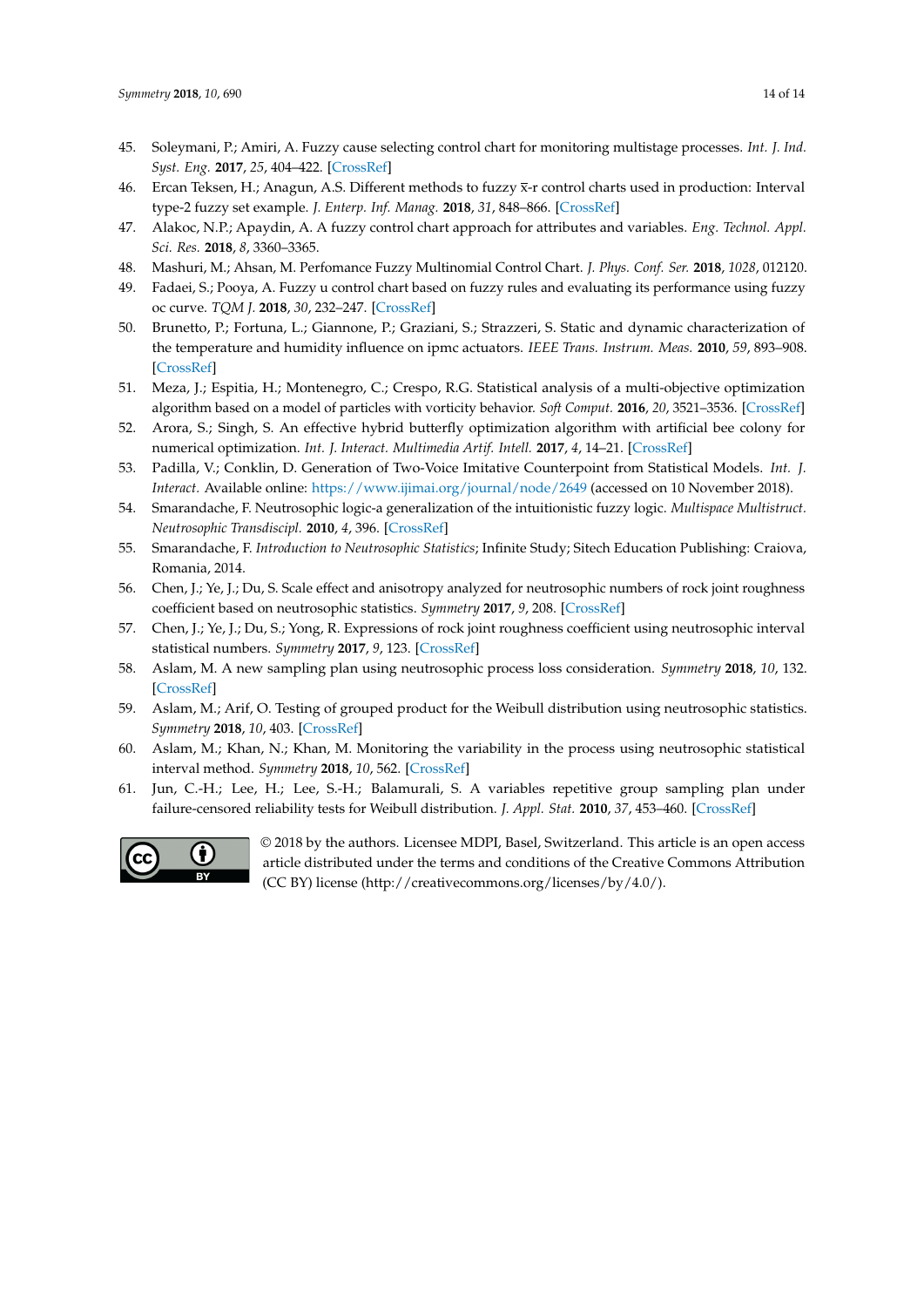45. Soleymani, P.; Amiri, A. Fuzzy cause selecting control chart for monitoring multistage processes. *Int. J. Ind. Syst. Eng.* **2017**, *25*, 404–422. [CrossRef]
46. Ercan Teksen, H.; Anagun, A.S. Different methods to fuzzy $\bar{x}$-r control charts used in production: Interval type-2 fuzzy set example. *J. Enterp. Inf. Manag.* **2018**, *31*, 848–866. [CrossRef]
47. Alakoc, N.P.; Apaydin, A. A fuzzy control chart approach for attributes and variables. *Eng. Technol. Appl. Sci. Res.* **2018**, *8*, 3360–3365.
48. Mashuri, M.; Ahsan, M. Perfomance Fuzzy Multinomial Control Chart. *J. Phys. Conf. Ser.* **2018**, *1028*, 012120.
49. Fadaei, S.; Pooya, A. Fuzzy u control chart based on fuzzy rules and evaluating its performance using fuzzy oc curve. *TQM J.* **2018**, *30*, 232–247. [CrossRef]
50. Brunetto, P.; Fortuna, L.; Giannone, P.; Graziani, S.; Strazzeri, S. Static and dynamic characterization of the temperature and humidity influence on ipmc actuators. *IEEE Trans. Instrum. Meas.* **2010**, *59*, 893–908. [CrossRef]
51. Meza, J.; Espitia, H.; Montenegro, C.; Crespo, R.G. Statistical analysis of a multi-objective optimization algorithm based on a model of particles with vorticity behavior. *Soft Comput.* **2016**, *20*, 3521–3536. [CrossRef]
52. Arora, S.; Singh, S. An effective hybrid butterfly optimization algorithm with artificial bee colony for numerical optimization. *Int. J. Interact. Multimedia Artif. Intell.* **2017**, *4*, 14–21. [CrossRef]
53. Padilla, V.; Conklin, D. Generation of Two-Voice Imitative Counterpoint from Statistical Models. *Int. J. Interact.* Available online: https://www.ijimai.org/journal/node/2649 (accessed on 10 November 2018).
54. Smarandache, F. Neutrosophic logic-a generalization of the intuitionistic fuzzy logic. *Multispace Multistruct. Neutrosophic Transdiscipl.* **2010**, *4*, 396. [CrossRef]
55. Smarandache, F. *Introduction to Neutrosophic Statistics*; Infinite Study; Sitech Education Publishing: Craiova, Romania, 2014.
56. Chen, J.; Ye, J.; Du, S. Scale effect and anisotropy analyzed for neutrosophic numbers of rock joint roughness coefficient based on neutrosophic statistics. *Symmetry* **2017**, *9*, 208. [CrossRef]
57. Chen, J.; Ye, J.; Du, S.; Yong, R. Expressions of rock joint roughness coefficient using neutrosophic interval statistical numbers. *Symmetry* **2017**, *9*, 123. [CrossRef]
58. Aslam, M. A new sampling plan using neutrosophic process loss consideration. *Symmetry* **2018**, *10*, 132. [CrossRef]
59. Aslam, M.; Arif, O. Testing of grouped product for the Weibull distribution using neutrosophic statistics. *Symmetry* **2018**, *10*, 403. [CrossRef]
60. Aslam, M.; Khan, N.; Khan, M. Monitoring the variability in the process using neutrosophic statistical interval method. *Symmetry* **2018**, *10*, 562. [CrossRef]
61. Jun, C.-H.; Lee, H.; Lee, S.-H.; Balamurali, S. A variables repetitive group sampling plan under failure-censored reliability tests for Weibull distribution. *J. Appl. Stat.* **2010**, *37*, 453–460. [CrossRef]

© 2018 by the authors. Licensee MDPI, Basel, Switzerland. This article is an open access article distributed under the terms and conditions of the Creative Commons Attribution (CC BY) license (http://creativecommons.org/licenses/by/4.0/).